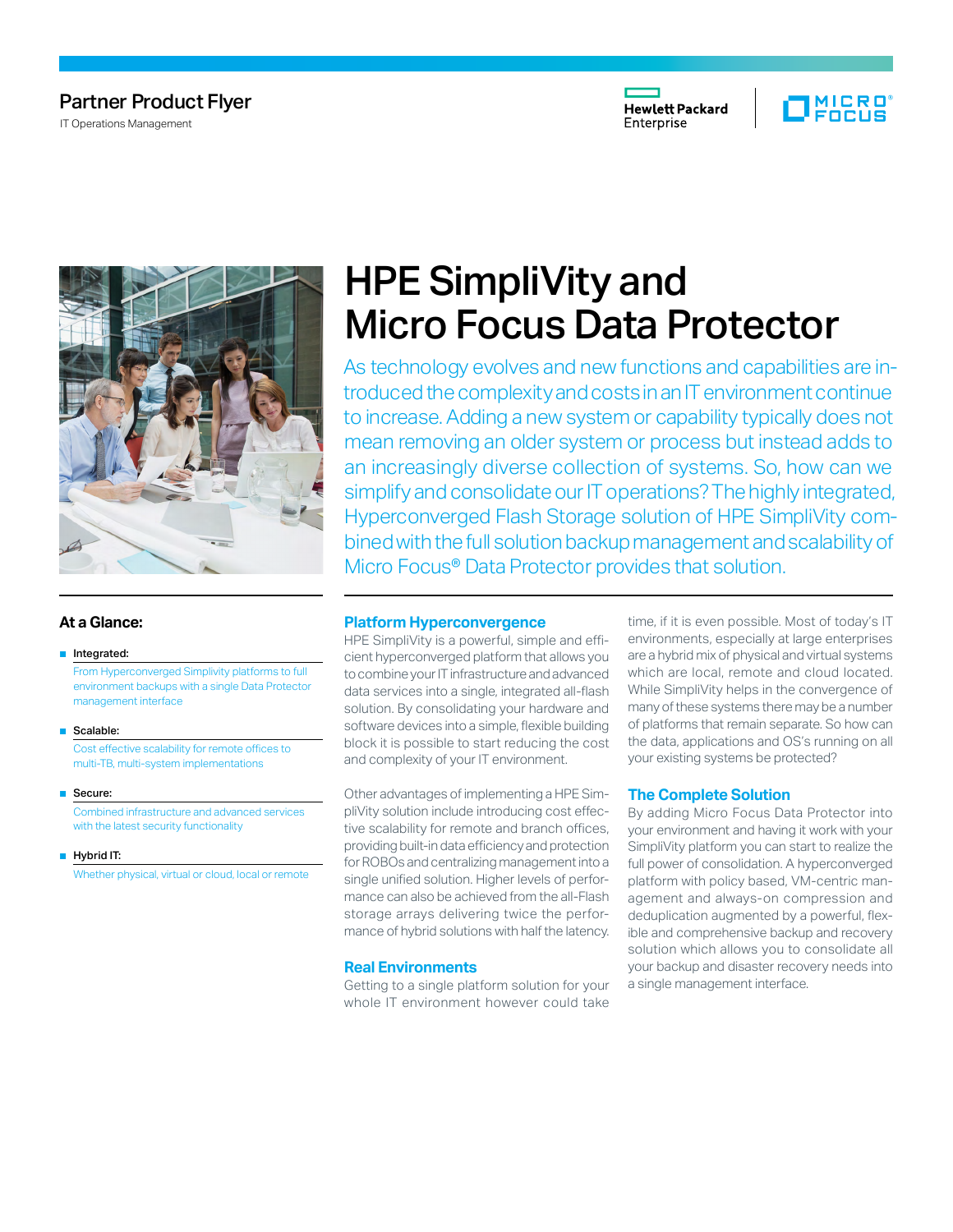Partner Product Flyer

IT Operations Management

# HPE SimpliVity and Micro Focus Data Protector

As technology evolves and new functions and capabilities are introduced the complexity and costs in an IT environment continue to increase. Adding a new system or capability typically does not mean removing an older system or process but instead adds to an increasingly diverse collection of systems. So, how can we simplify and consolidate our IT operations? The highly integrated, Hyperconverged Flash Storage solution of HPE SimpliVity combined with the full solution backup management and scalability of Micro Focus® Data Protector provides that solution.

## At a Glance:

- **Integrated:**
  From Hyperconverged Simplivity platforms to full environment backups with a single Data Protector management interface
- **Scalable:**
  Cost effective scalability for remote offices to multi-TB, multi-system implementations
- **Secure:**
  Combined infrastructure and advanced services with the latest security functionality
- **Hybrid IT:**
  Whether physical, virtual or cloud, local or remote

## Platform Hyperconvergence

HPE SimpliVity is a powerful, simple and efficient hyperconverged platform that allows you to combine your IT infrastructure and advanced data services into a single, integrated all-flash solution. By consolidating your hardware and software devices into a simple, flexible building block it is possible to start reducing the cost and complexity of your IT environment.

Other advantages of implementing a HPE SimpliVity solution include introducing cost effective scalability for remote and branch offices, providing built-in data efficiency and protection for ROBOs and centralizing management into a single unified solution. Higher levels of performance can also be achieved from the all-Flash storage arrays delivering twice the performance of hybrid solutions with half the latency.

## Real Environments

Getting to a single platform solution for your whole IT environment however could take time, if it is even possible. Most of today's IT environments, especially at large enterprises are a hybrid mix of physical and virtual systems which are local, remote and cloud located. While SimpliVity helps in the convergence of many of these systems there may be a number of platforms that remain separate. So how can the data, applications and OS's running on all your existing systems be protected?

## The Complete Solution

By adding Micro Focus Data Protector into your environment and having it work with your SimpliVity platform you can start to realize the full power of consolidation. A hyperconverged platform with policy based, VM-centric management and always-on compression and deduplication augmented by a powerful, flexible and comprehensive backup and recovery solution which allows you to consolidate all your backup and disaster recovery needs into a single management interface.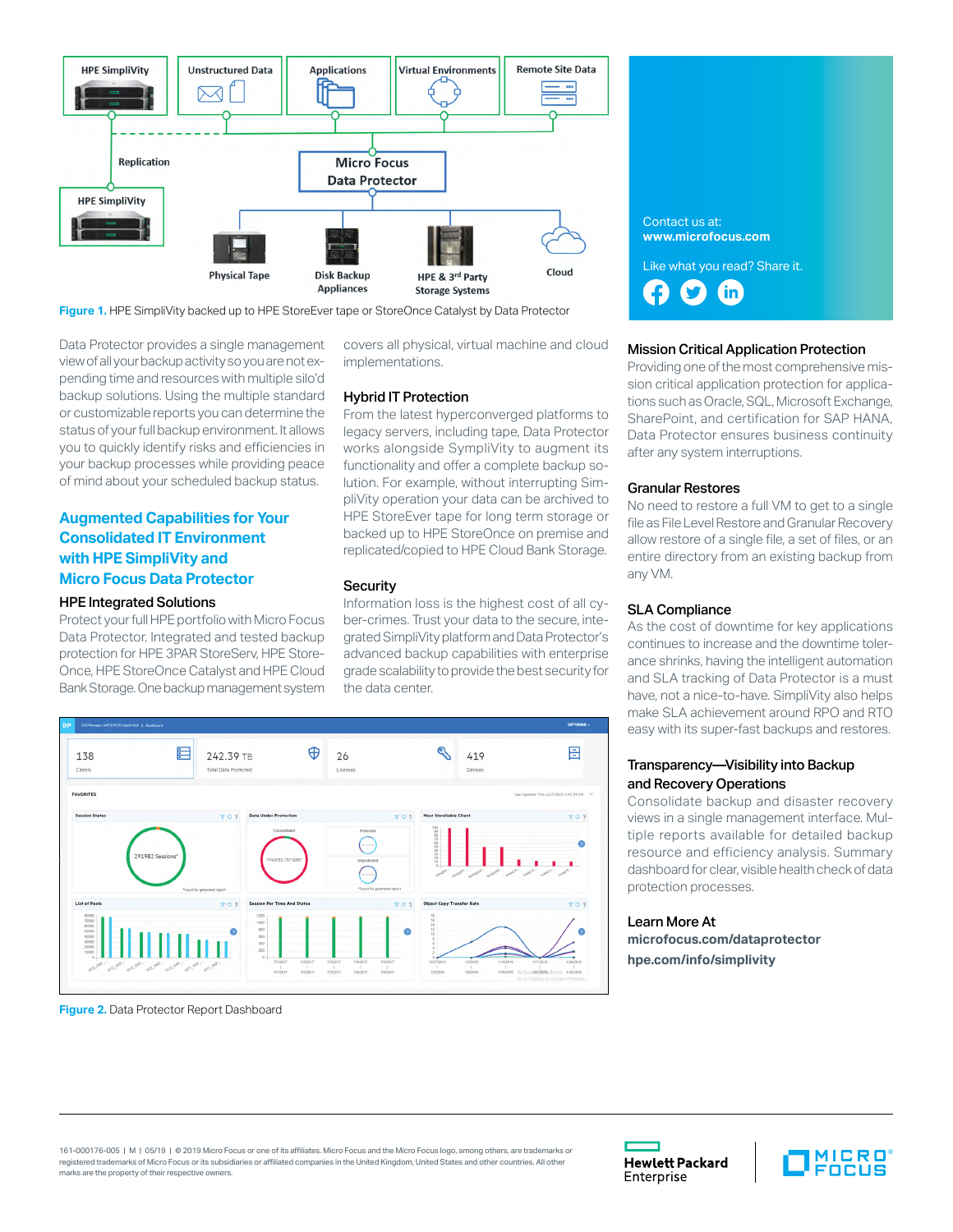HPE SimpliVity

Unstructured Data

Applications

Virtual Environments

Remote Site Data

Replication

Micro Focus Data Protector

HPE SimpliVity

Physical Tape

Disk Backup Appliances

HPE & 3rd Party Storage Systems

Cloud

**Figure 1.** HPE SimpliVity backed up to HPE StoreEver tape or StoreOnce Catalyst by Data Protector

Data Protector provides a single management view of all your backup activity so you are not expending time and resources with multiple silo'd backup solutions. Using the multiple standard or customizable reports you can determine the status of your full backup environment. It allows you to quickly identify risks and efficiencies in your backup processes while providing peace of mind about your scheduled backup status.

## Augmented Capabilities for Your Consolidated IT Environment with HPE SimpliVity and Micro Focus Data Protector

### HPE Integrated Solutions

Protect your full HPE portfolio with Micro Focus Data Protector. Integrated and tested backup protection for HPE 3PAR StoreServ, HPE StoreOnce, HPE StoreOnce Catalyst and HPE Cloud Bank Storage. One backup management system covers all physical, virtual machine and cloud implementations.

### Hybrid IT Protection

From the latest hyperconverged platforms to legacy servers, including tape, Data Protector works alongside SympliVity to augment its functionality and offer a complete backup solution. For example, without interrupting SimpliVity operation your data can be archived to HPE StoreEver tape for long term storage or backed up to HPE StoreOnce on premise and replicated/copied to HPE Cloud Bank Storage.

### Security

Information loss is the highest cost of all cyber-crimes. Trust your data to the secure, integrated SimpliVity platform and Data Protector's advanced backup capabilities with enterprise grade scalability to provide the best security for the data center.

138 Clients

242.39 TB Total Data Protected

26 Licenses

419 Devices

FAVORITES

Session Status

Data Under Protection

Most Unreliable Client

List of Pools

Session Per Time And Status

Object Copy Transfer Rate

**Figure 2.** Data Protector Report Dashboard

Contact us at:
**www.microfocus.com**

Like what you read? Share it.

### Mission Critical Application Protection

Providing one of the most comprehensive mission critical application protection for applications such as Oracle, SQL, Microsoft Exchange, SharePoint, and certification for SAP HANA, Data Protector ensures business continuity after any system interruptions.

### Granular Restores

No need to restore a full VM to get to a single file as File Level Restore and Granular Recovery allow restore of a single file, a set of files, or an entire directory from an existing backup from any VM.

### SLA Compliance

As the cost of downtime for key applications continues to increase and the downtime tolerance shrinks, having the intelligent automation and SLA tracking of Data Protector is a must have, not a nice-to-have. SimpliVity also helps make SLA achievement around RPO and RTO easy with its super-fast backups and restores.

### Transparency—Visibility into Backup and Recovery Operations

Consolidate backup and disaster recovery views in a single management interface. Multiple reports available for detailed backup resource and efficiency analysis. Summary dashboard for clear, visible health check of data protection processes.

### Learn More At

**microfocus.com/dataprotector**
**hpe.com/info/simplivity**

161-000176-005 | M | 05/19 | © 2019 Micro Focus or one of its affiliates. Micro Focus and the Micro Focus logo, among others, are trademarks or registered trademarks of Micro Focus or its subsidiaries or affiliated companies in the United Kingdom, United States and other countries. All other marks are the property of their respective owners.

Hewlett Packard Enterprise

MICRO FOCUS